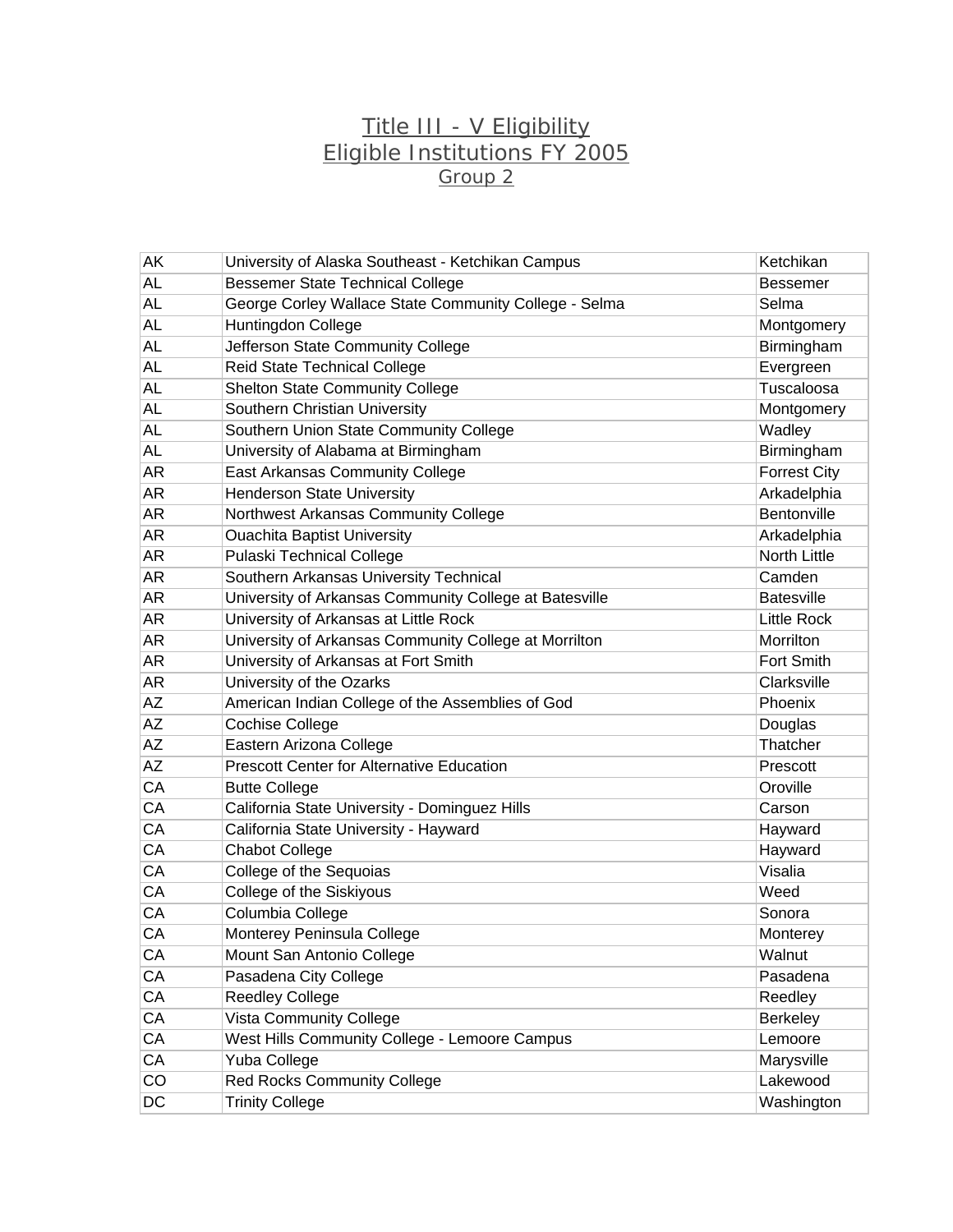# Title III - V Eligibility
# Eligible Institutions FY 2005
## Group 2

| | | |
|---|---|---|
| AK | University of Alaska Southeast - Ketchikan Campus | Ketchikan |
| AL | Bessemer State Technical College | Bessemer |
| AL | George Corley Wallace State Community College - Selma | Selma |
| AL | Huntingdon College | Montgomery |
| AL | Jefferson State Community College | Birmingham |
| AL | Reid State Technical College | Evergreen |
| AL | Shelton State Community College | Tuscaloosa |
| AL | Southern Christian University | Montgomery |
| AL | Southern Union State Community College | Wadley |
| AL | University of Alabama at Birmingham | Birmingham |
| AR | East Arkansas Community College | Forrest City |
| AR | Henderson State University | Arkadelphia |
| AR | Northwest Arkansas Community College | Bentonville |
| AR | Ouachita Baptist University | Arkadelphia |
| AR | Pulaski Technical College | North Little |
| AR | Southern Arkansas University Technical | Camden |
| AR | University of Arkansas Community College at Batesville | Batesville |
| AR | University of Arkansas at Little Rock | Little Rock |
| AR | University of Arkansas Community College at Morrilton | Morrilton |
| AR | University of Arkansas at Fort Smith | Fort Smith |
| AR | University of the Ozarks | Clarksville |
| AZ | American Indian College of the Assemblies of God | Phoenix |
| AZ | Cochise College | Douglas |
| AZ | Eastern Arizona College | Thatcher |
| AZ | Prescott Center for Alternative Education | Prescott |
| CA | Butte College | Oroville |
| CA | California State University - Dominguez Hills | Carson |
| CA | California State University - Hayward | Hayward |
| CA | Chabot College | Hayward |
| CA | College of the Sequoias | Visalia |
| CA | College of the Siskiyous | Weed |
| CA | Columbia College | Sonora |
| CA | Monterey Peninsula College | Monterey |
| CA | Mount San Antonio College | Walnut |
| CA | Pasadena City College | Pasadena |
| CA | Reedley College | Reedley |
| CA | Vista Community College | Berkeley |
| CA | West Hills Community College - Lemoore Campus | Lemoore |
| CA | Yuba College | Marysville |
| CO | Red Rocks Community College | Lakewood |
| DC | Trinity College | Washington |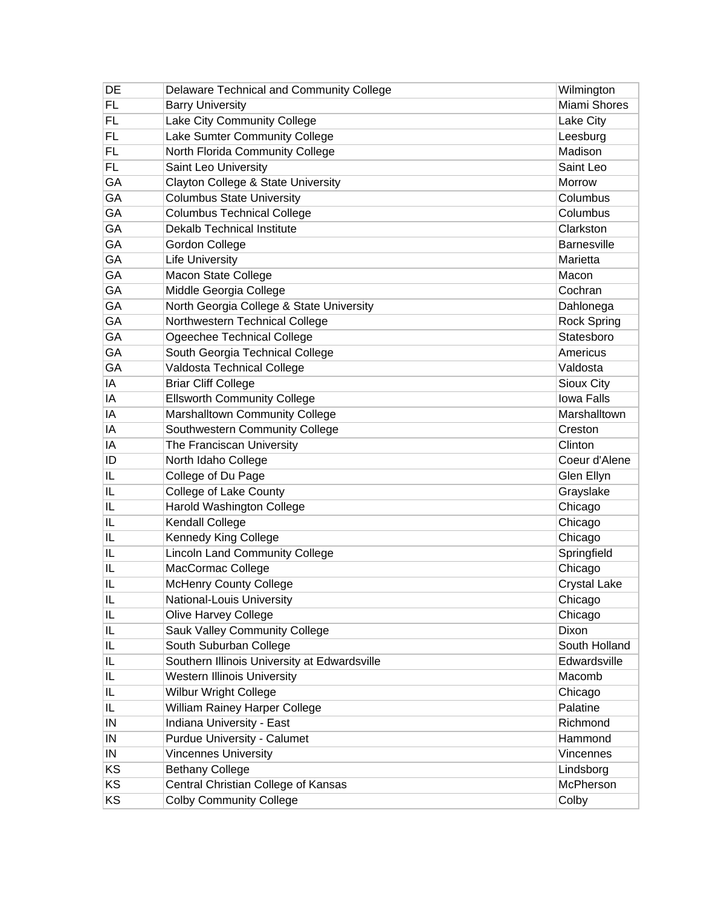| DE | Delaware Technical and Community College | Wilmington |
|---|---|---|
| FL | Barry University | Miami Shores |
| FL | Lake City Community College | Lake City |
| FL | Lake Sumter Community College | Leesburg |
| FL | North Florida Community College | Madison |
| FL | Saint Leo University | Saint Leo |
| GA | Clayton College & State University | Morrow |
| GA | Columbus State University | Columbus |
| GA | Columbus Technical College | Columbus |
| GA | Dekalb Technical Institute | Clarkston |
| GA | Gordon College | Barnesville |
| GA | Life University | Marietta |
| GA | Macon State College | Macon |
| GA | Middle Georgia College | Cochran |
| GA | North Georgia College & State University | Dahlonega |
| GA | Northwestern Technical College | Rock Spring |
| GA | Ogeechee Technical College | Statesboro |
| GA | South Georgia Technical College | Americus |
| GA | Valdosta Technical College | Valdosta |
| IA | Briar Cliff College | Sioux City |
| IA | Ellsworth Community College | Iowa Falls |
| IA | Marshalltown Community College | Marshalltown |
| IA | Southwestern Community College | Creston |
| IA | The Franciscan University | Clinton |
| ID | North Idaho College | Coeur d'Alene |
| IL | College of Du Page | Glen Ellyn |
| IL | College of Lake County | Grayslake |
| IL | Harold Washington College | Chicago |
| IL | Kendall College | Chicago |
| IL | Kennedy King College | Chicago |
| IL | Lincoln Land Community College | Springfield |
| IL | MacCormac College | Chicago |
| IL | McHenry County College | Crystal Lake |
| IL | National-Louis University | Chicago |
| IL | Olive Harvey College | Chicago |
| IL | Sauk Valley Community College | Dixon |
| IL | South Suburban College | South Holland |
| IL | Southern Illinois University at Edwardsville | Edwardsville |
| IL | Western Illinois University | Macomb |
| IL | Wilbur Wright College | Chicago |
| IL | William Rainey Harper College | Palatine |
| IN | Indiana University - East | Richmond |
| IN | Purdue University - Calumet | Hammond |
| IN | Vincennes University | Vincennes |
| KS | Bethany College | Lindsborg |
| KS | Central Christian College of Kansas | McPherson |
| KS | Colby Community College | Colby |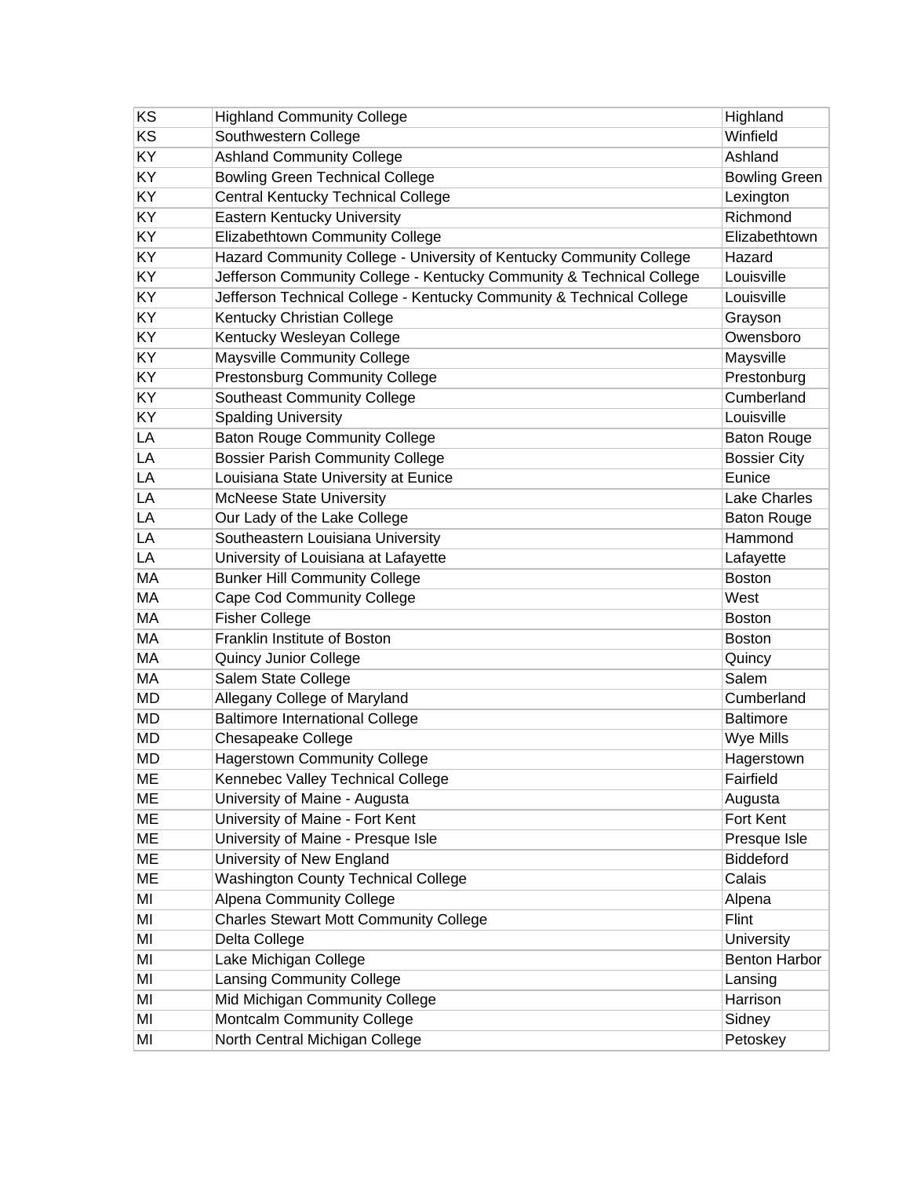| KS | Highland Community College | Highland |
|---|---|---|
| KS | Southwestern College | Winfield |
| KY | Ashland Community College | Ashland |
| KY | Bowling Green Technical College | Bowling Green |
| KY | Central Kentucky Technical College | Lexington |
| KY | Eastern Kentucky University | Richmond |
| KY | Elizabethtown Community College | Elizabethtown |
| KY | Hazard Community College - University of Kentucky Community College | Hazard |
| KY | Jefferson Community College - Kentucky Community & Technical College | Louisville |
| KY | Jefferson Technical College - Kentucky Community & Technical College | Louisville |
| KY | Kentucky Christian College | Grayson |
| KY | Kentucky Wesleyan College | Owensboro |
| KY | Maysville Community College | Maysville |
| KY | Prestonsburg Community College | Prestonburg |
| KY | Southeast Community College | Cumberland |
| KY | Spalding University | Louisville |
| LA | Baton Rouge Community College | Baton Rouge |
| LA | Bossier Parish Community College | Bossier City |
| LA | Louisiana State University at Eunice | Eunice |
| LA | McNeese State University | Lake Charles |
| LA | Our Lady of the Lake College | Baton Rouge |
| LA | Southeastern Louisiana University | Hammond |
| LA | University of Louisiana at Lafayette | Lafayette |
| MA | Bunker Hill Community College | Boston |
| MA | Cape Cod Community College | West |
| MA | Fisher College | Boston |
| MA | Franklin Institute of Boston | Boston |
| MA | Quincy Junior College | Quincy |
| MA | Salem State College | Salem |
| MD | Allegany College of Maryland | Cumberland |
| MD | Baltimore International College | Baltimore |
| MD | Chesapeake College | Wye Mills |
| MD | Hagerstown Community College | Hagerstown |
| ME | Kennebec Valley Technical College | Fairfield |
| ME | University of Maine - Augusta | Augusta |
| ME | University of Maine - Fort Kent | Fort Kent |
| ME | University of Maine - Presque Isle | Presque Isle |
| ME | University of New England | Biddeford |
| ME | Washington County Technical College | Calais |
| MI | Alpena Community College | Alpena |
| MI | Charles Stewart Mott Community College | Flint |
| MI | Delta College | University |
| MI | Lake Michigan College | Benton Harbor |
| MI | Lansing Community College | Lansing |
| MI | Mid Michigan Community College | Harrison |
| MI | Montcalm Community College | Sidney |
| MI | North Central Michigan College | Petoskey |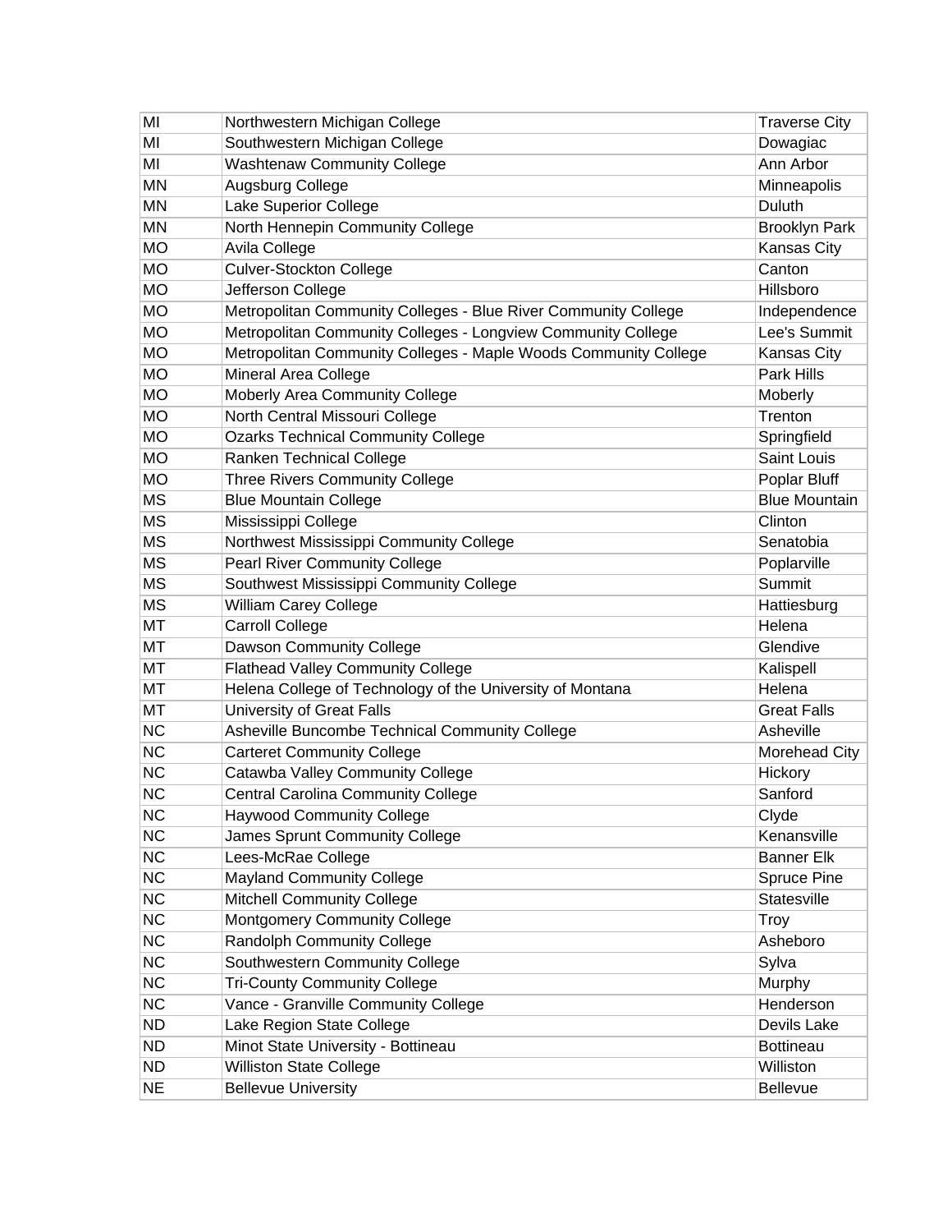| MI | Northwestern Michigan College | Traverse City |
|---|---|---|
| MI | Southwestern Michigan College | Dowagiac |
| MI | Washtenaw Community College | Ann Arbor |
| MN | Augsburg College | Minneapolis |
| MN | Lake Superior College | Duluth |
| MN | North Hennepin Community College | Brooklyn Park |
| MO | Avila College | Kansas City |
| MO | Culver-Stockton College | Canton |
| MO | Jefferson College | Hillsboro |
| MO | Metropolitan Community Colleges - Blue River Community College | Independence |
| MO | Metropolitan Community Colleges - Longview Community College | Lee's Summit |
| MO | Metropolitan Community Colleges - Maple Woods Community College | Kansas City |
| MO | Mineral Area College | Park Hills |
| MO | Moberly Area Community College | Moberly |
| MO | North Central Missouri College | Trenton |
| MO | Ozarks Technical Community College | Springfield |
| MO | Ranken Technical College | Saint Louis |
| MO | Three Rivers Community College | Poplar Bluff |
| MS | Blue Mountain College | Blue Mountain |
| MS | Mississippi College | Clinton |
| MS | Northwest Mississippi Community College | Senatobia |
| MS | Pearl River Community College | Poplarville |
| MS | Southwest Mississippi Community College | Summit |
| MS | William Carey College | Hattiesburg |
| MT | Carroll College | Helena |
| MT | Dawson Community College | Glendive |
| MT | Flathead Valley Community College | Kalispell |
| MT | Helena College of Technology of the University of Montana | Helena |
| MT | University of Great Falls | Great Falls |
| NC | Asheville Buncombe Technical Community College | Asheville |
| NC | Carteret Community College | Morehead City |
| NC | Catawba Valley Community College | Hickory |
| NC | Central Carolina Community College | Sanford |
| NC | Haywood Community College | Clyde |
| NC | James Sprunt Community College | Kenansville |
| NC | Lees-McRae College | Banner Elk |
| NC | Mayland Community College | Spruce Pine |
| NC | Mitchell Community College | Statesville |
| NC | Montgomery Community College | Troy |
| NC | Randolph Community College | Asheboro |
| NC | Southwestern Community College | Sylva |
| NC | Tri-County Community College | Murphy |
| NC | Vance - Granville Community College | Henderson |
| ND | Lake Region State College | Devils Lake |
| ND | Minot State University - Bottineau | Bottineau |
| ND | Williston State College | Williston |
| NE | Bellevue University | Bellevue |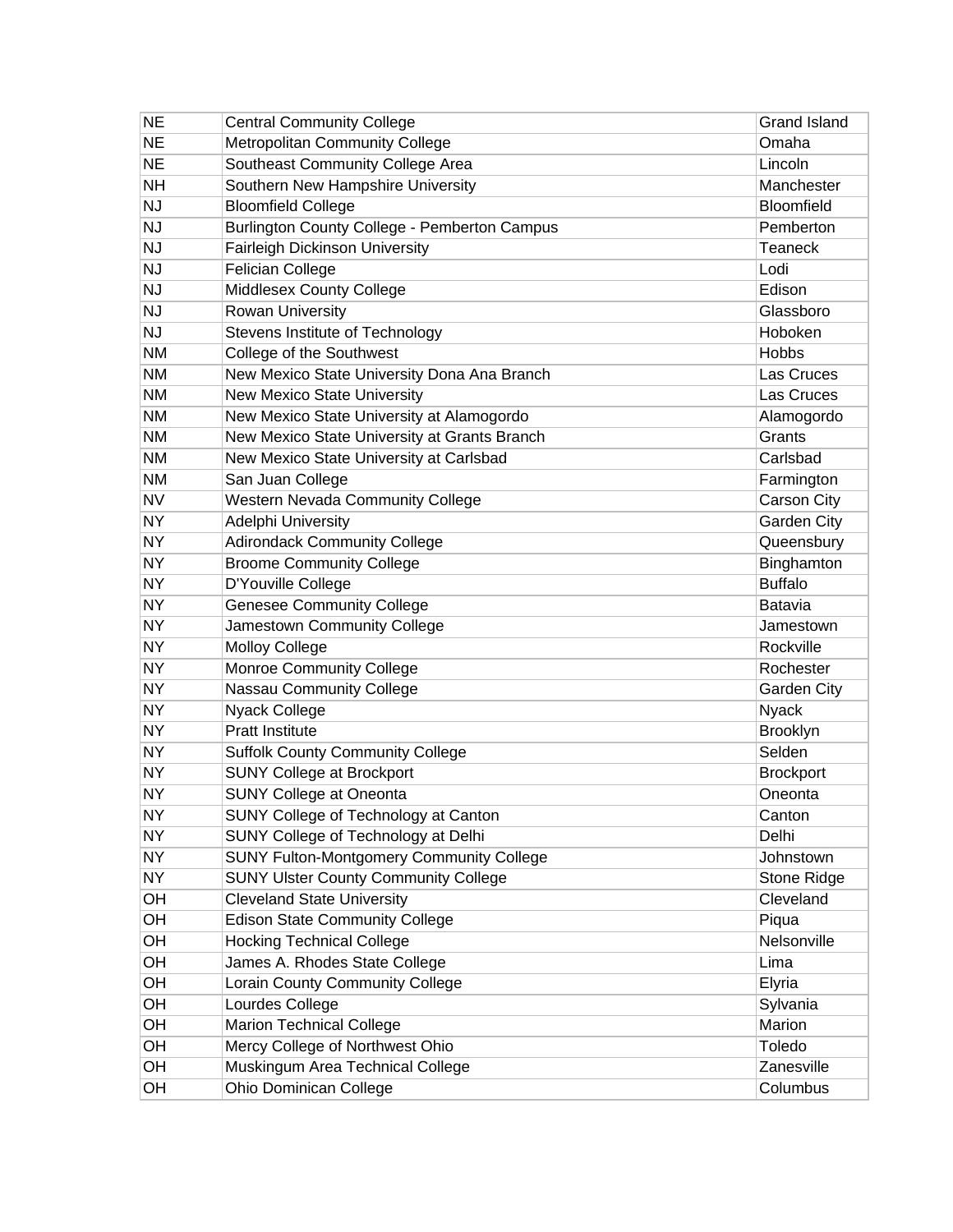| | | |
|---|---|---|
| NE | Central Community College | Grand Island |
| NE | Metropolitan Community College | Omaha |
| NE | Southeast Community College Area | Lincoln |
| NH | Southern New Hampshire University | Manchester |
| NJ | Bloomfield College | Bloomfield |
| NJ | Burlington County College - Pemberton Campus | Pemberton |
| NJ | Fairleigh Dickinson University | Teaneck |
| NJ | Felician College | Lodi |
| NJ | Middlesex County College | Edison |
| NJ | Rowan University | Glassboro |
| NJ | Stevens Institute of Technology | Hoboken |
| NM | College of the Southwest | Hobbs |
| NM | New Mexico State University Dona Ana Branch | Las Cruces |
| NM | New Mexico State University | Las Cruces |
| NM | New Mexico State University at Alamogordo | Alamogordo |
| NM | New Mexico State University at Grants Branch | Grants |
| NM | New Mexico State University at Carlsbad | Carlsbad |
| NM | San Juan College | Farmington |
| NV | Western Nevada Community College | Carson City |
| NY | Adelphi University | Garden City |
| NY | Adirondack Community College | Queensbury |
| NY | Broome Community College | Binghamton |
| NY | D'Youville College | Buffalo |
| NY | Genesee Community College | Batavia |
| NY | Jamestown Community College | Jamestown |
| NY | Molloy College | Rockville |
| NY | Monroe Community College | Rochester |
| NY | Nassau Community College | Garden City |
| NY | Nyack College | Nyack |
| NY | Pratt Institute | Brooklyn |
| NY | Suffolk County Community College | Selden |
| NY | SUNY College at Brockport | Brockport |
| NY | SUNY College at Oneonta | Oneonta |
| NY | SUNY College of Technology at Canton | Canton |
| NY | SUNY College of Technology at Delhi | Delhi |
| NY | SUNY Fulton-Montgomery Community College | Johnstown |
| NY | SUNY Ulster County Community College | Stone Ridge |
| OH | Cleveland State University | Cleveland |
| OH | Edison State Community College | Piqua |
| OH | Hocking Technical College | Nelsonville |
| OH | James A. Rhodes State College | Lima |
| OH | Lorain County Community College | Elyria |
| OH | Lourdes College | Sylvania |
| OH | Marion Technical College | Marion |
| OH | Mercy College of Northwest Ohio | Toledo |
| OH | Muskingum Area Technical College | Zanesville |
| OH | Ohio Dominican College | Columbus |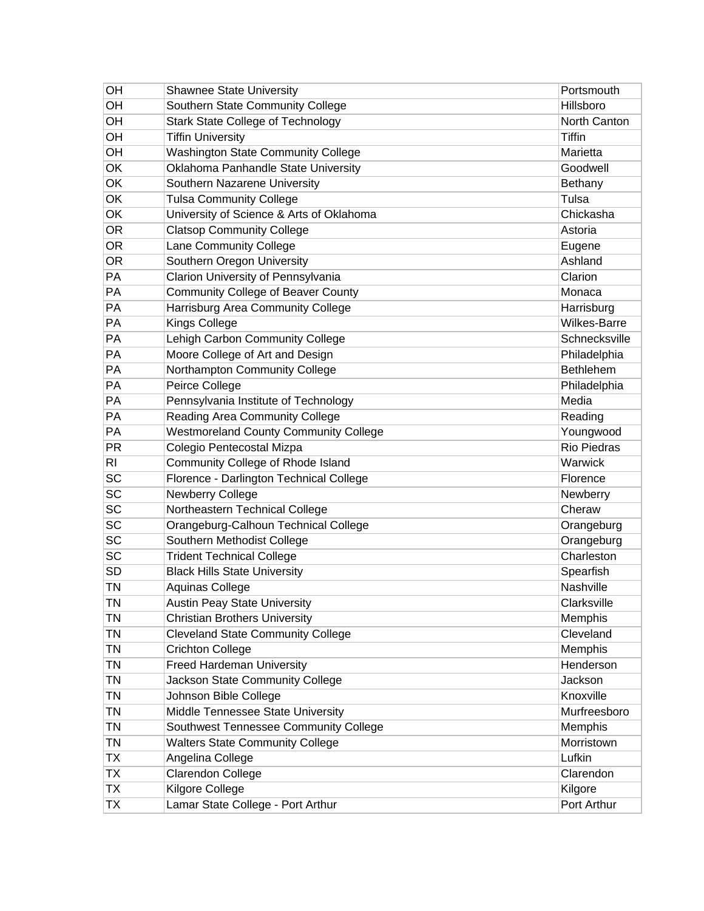| | | |
|---|---|---|
| OH | Shawnee State University | Portsmouth |
| OH | Southern State Community College | Hillsboro |
| OH | Stark State College of Technology | North Canton |
| OH | Tiffin University | Tiffin |
| OH | Washington State Community College | Marietta |
| OK | Oklahoma Panhandle State University | Goodwell |
| OK | Southern Nazarene University | Bethany |
| OK | Tulsa Community College | Tulsa |
| OK | University of Science & Arts of Oklahoma | Chickasha |
| OR | Clatsop Community College | Astoria |
| OR | Lane Community College | Eugene |
| OR | Southern Oregon University | Ashland |
| PA | Clarion University of Pennsylvania | Clarion |
| PA | Community College of Beaver County | Monaca |
| PA | Harrisburg Area Community College | Harrisburg |
| PA | Kings College | Wilkes-Barre |
| PA | Lehigh Carbon Community College | Schnecksville |
| PA | Moore College of Art and Design | Philadelphia |
| PA | Northampton Community College | Bethlehem |
| PA | Peirce College | Philadelphia |
| PA | Pennsylvania Institute of Technology | Media |
| PA | Reading Area Community College | Reading |
| PA | Westmoreland County Community College | Youngwood |
| PR | Colegio Pentecostal Mizpa | Rio Piedras |
| RI | Community College of Rhode Island | Warwick |
| SC | Florence - Darlington Technical College | Florence |
| SC | Newberry College | Newberry |
| SC | Northeastern Technical College | Cheraw |
| SC | Orangeburg-Calhoun Technical College | Orangeburg |
| SC | Southern Methodist College | Orangeburg |
| SC | Trident Technical College | Charleston |
| SD | Black Hills State University | Spearfish |
| TN | Aquinas College | Nashville |
| TN | Austin Peay State University | Clarksville |
| TN | Christian Brothers University | Memphis |
| TN | Cleveland State Community College | Cleveland |
| TN | Crichton College | Memphis |
| TN | Freed Hardeman University | Henderson |
| TN | Jackson State Community College | Jackson |
| TN | Johnson Bible College | Knoxville |
| TN | Middle Tennessee State University | Murfreesboro |
| TN | Southwest Tennessee Community College | Memphis |
| TN | Walters State Community College | Morristown |
| TX | Angelina College | Lufkin |
| TX | Clarendon College | Clarendon |
| TX | Kilgore College | Kilgore |
| TX | Lamar State College - Port Arthur | Port Arthur |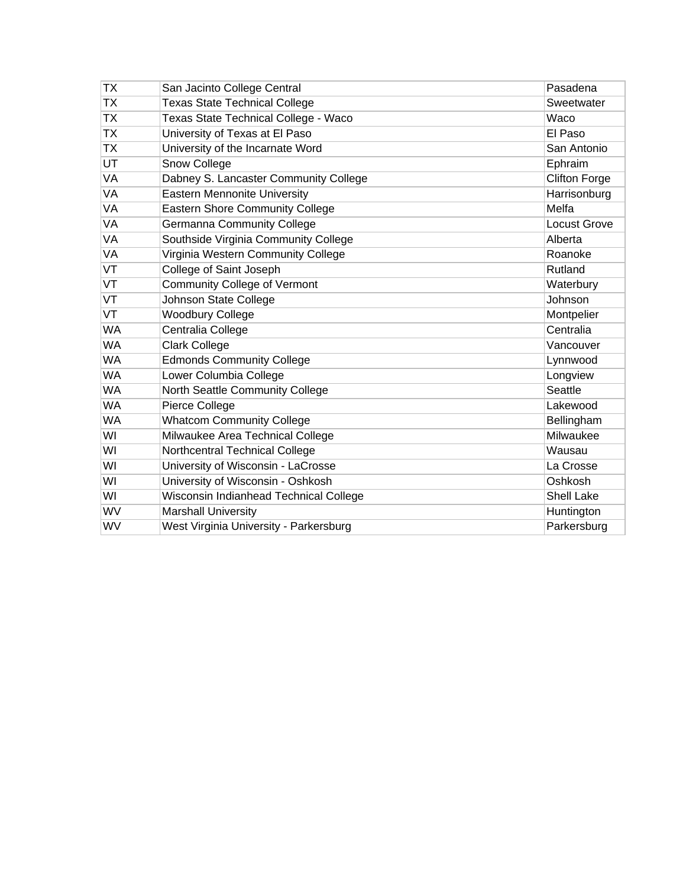| | | |
|---|---|---|
| TX | San Jacinto College Central | Pasadena |
| TX | Texas State Technical College | Sweetwater |
| TX | Texas State Technical College - Waco | Waco |
| TX | University of Texas at El Paso | El Paso |
| TX | University of the Incarnate Word | San Antonio |
| UT | Snow College | Ephraim |
| VA | Dabney S. Lancaster Community College | Clifton Forge |
| VA | Eastern Mennonite University | Harrisonburg |
| VA | Eastern Shore Community College | Melfa |
| VA | Germanna Community College | Locust Grove |
| VA | Southside Virginia Community College | Alberta |
| VA | Virginia Western Community College | Roanoke |
| VT | College of Saint Joseph | Rutland |
| VT | Community College of Vermont | Waterbury |
| VT | Johnson State College | Johnson |
| VT | Woodbury College | Montpelier |
| WA | Centralia College | Centralia |
| WA | Clark College | Vancouver |
| WA | Edmonds Community College | Lynnwood |
| WA | Lower Columbia College | Longview |
| WA | North Seattle Community College | Seattle |
| WA | Pierce College | Lakewood |
| WA | Whatcom Community College | Bellingham |
| WI | Milwaukee Area Technical College | Milwaukee |
| WI | Northcentral Technical College | Wausau |
| WI | University of Wisconsin - LaCrosse | La Crosse |
| WI | University of Wisconsin - Oshkosh | Oshkosh |
| WI | Wisconsin Indianhead Technical College | Shell Lake |
| WV | Marshall University | Huntington |
| WV | West Virginia University - Parkersburg | Parkersburg |